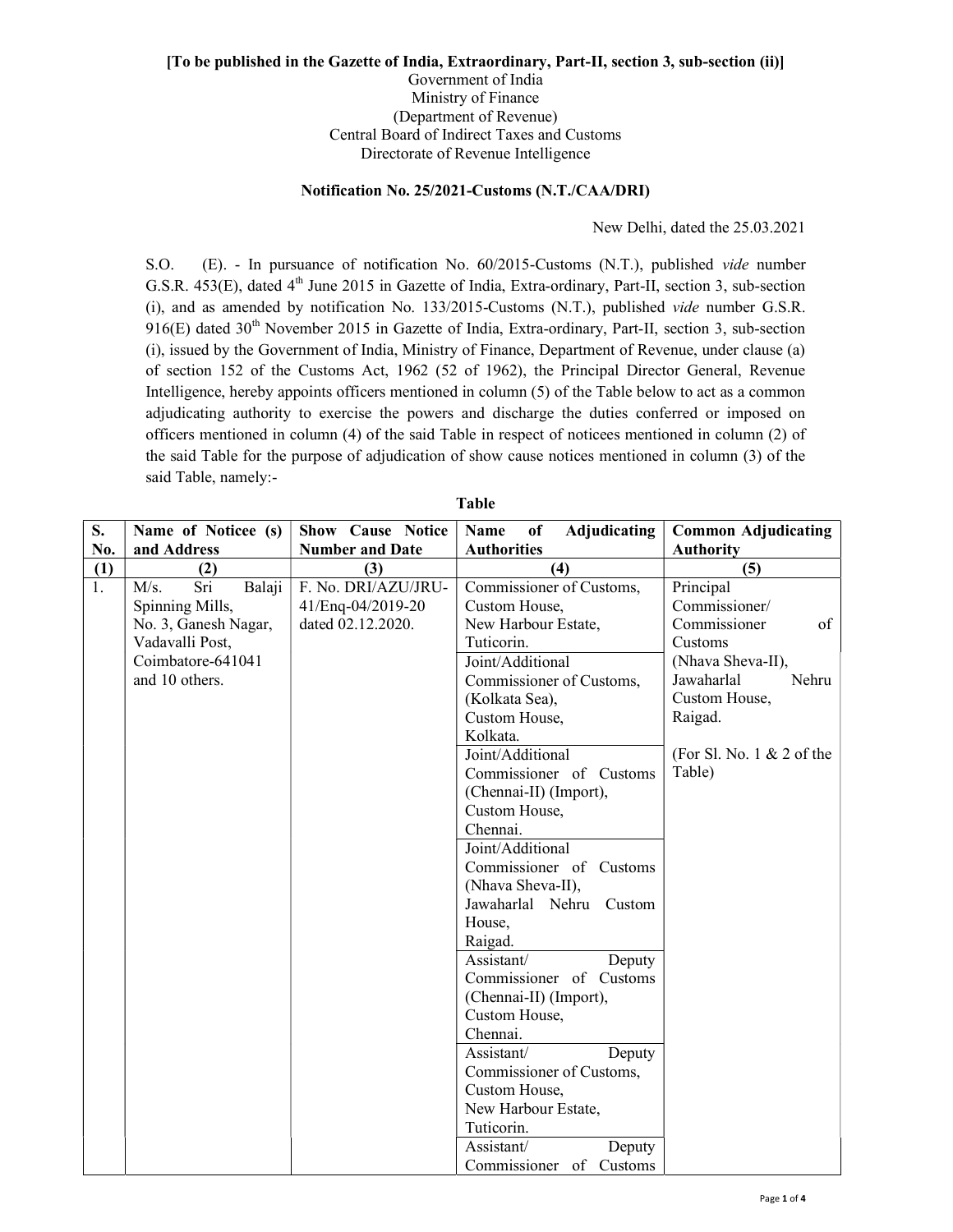**[To be published in the Gazette of India, Extraordinary, Part-II, section 3, sub-section (ii)]**

Government of India
Ministry of Finance
(Department of Revenue)
Central Board of Indirect Taxes and Customs
Directorate of Revenue Intelligence

**Notification No. 25/2021-Customs (N.T./CAA/DRI)**

New Delhi, dated the 25.03.2021

S.O. (E). - In pursuance of notification No. 60/2015-Customs (N.T.), published *vide* number G.S.R. 453(E), dated 4th June 2015 in Gazette of India, Extra-ordinary, Part-II, section 3, sub-section (i), and as amended by notification No. 133/2015-Customs (N.T.), published *vide* number G.S.R. 916(E) dated 30th November 2015 in Gazette of India, Extra-ordinary, Part-II, section 3, sub-section (i), issued by the Government of India, Ministry of Finance, Department of Revenue, under clause (a) of section 152 of the Customs Act, 1962 (52 of 1962), the Principal Director General, Revenue Intelligence, hereby appoints officers mentioned in column (5) of the Table below to act as a common adjudicating authority to exercise the powers and discharge the duties conferred or imposed on officers mentioned in column (4) of the said Table in respect of noticees mentioned in column (2) of the said Table for the purpose of adjudication of show cause notices mentioned in column (3) of the said Table, namely:-

**Table**

| S. No. | Name of Noticee (s) and Address | Show Cause Notice Number and Date | Name of Adjudicating Authorities | Common Adjudicating Authority |
|---|---|---|---|---|
| (1) | (2) | (3) | (4) | (5) |
| 1. | M/s. Sri Balaji Spinning Mills, No. 3, Ganesh Nagar, Vadavalli Post, Coimbatore-641041 and 10 others. | F. No. DRI/AZU/JRU-41/Enq-04/2019-20 dated 02.12.2020. | Commissioner of Customs, Custom House, New Harbour Estate, Tuticorin. | Principal Commissioner/ Commissioner of Customs (Nhava Sheva-II), Jawaharlal Nehru Custom House, Raigad. (For Sl. No. 1 & 2 of the Table) |
| | | | Joint/Additional Commissioner of Customs, (Kolkata Sea), Custom House, Kolkata. | |
| | | | Joint/Additional Commissioner of Customs (Chennai-II) (Import), Custom House, Chennai. | |
| | | | Joint/Additional Commissioner of Customs (Nhava Sheva-II), Jawaharlal Nehru Custom House, Raigad. | |
| | | | Assistant/ Deputy Commissioner of Customs (Chennai-II) (Import), Custom House, Chennai. | |
| | | | Assistant/ Deputy Commissioner of Customs, Custom House, New Harbour Estate, Tuticorin. | |
| | | | Assistant/ Deputy Commissioner of Customs | |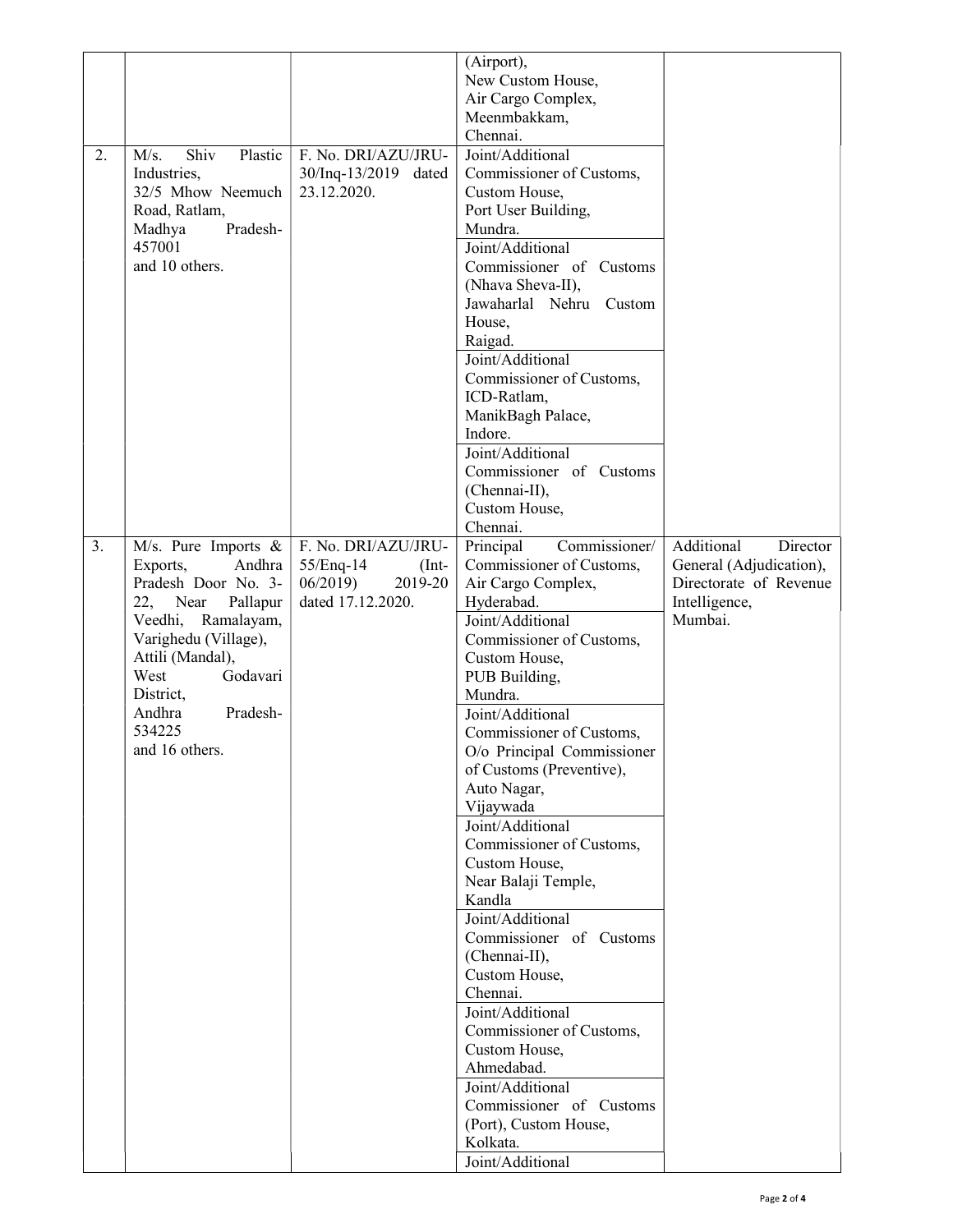| | | | | |
|---|---|---|---|---|
| | | | (Airport),<br>New Custom House,<br>Air Cargo Complex,<br>Meenmbakkam,<br>Chennai. | |
| 2. | M/s. Shiv Plastic Industries,<br>32/5 Mhow Neemuch Road, Ratlam,<br>Madhya Pradesh-457001<br>and 10 others. | F. No. DRI/AZU/JRU-30/Inq-13/2019 dated 23.12.2020. | Joint/Additional Commissioner of Customs,<br>Custom House,<br>Port User Building,<br>Mundra. | |
| | | | Joint/Additional Commissioner of Customs (Nhava Sheva-II),<br>Jawaharlal Nehru Custom House,<br>Raigad. | |
| | | | Joint/Additional Commissioner of Customs,<br>ICD-Ratlam,<br>ManikBagh Palace,<br>Indore. | |
| | | | Joint/Additional Commissioner of Customs (Chennai-II),<br>Custom House,<br>Chennai. | |
| 3. | M/s. Pure Imports & Exports, Andhra Pradesh Door No. 3-22, Near Pallapur Veedhi, Ramalayam, Varighedu (Village),<br>Attili (Mandal),<br>West Godavari District,<br>Andhra Pradesh-534225<br>and 16 others. | F. No. DRI/AZU/JRU-55/Enq-14 (Int-06/2019) 2019-20 dated 17.12.2020. | Principal Commissioner/ Commissioner of Customs,<br>Air Cargo Complex,<br>Hyderabad. | Additional Director General (Adjudication), Directorate of Revenue Intelligence,<br>Mumbai. |
| | | | Joint/Additional Commissioner of Customs,<br>Custom House,<br>PUB Building,<br>Mundra. | |
| | | | Joint/Additional Commissioner of Customs,<br>O/o Principal Commissioner of Customs (Preventive),<br>Auto Nagar,<br>Vijaywada | |
| | | | Joint/Additional Commissioner of Customs,<br>Custom House,<br>Near Balaji Temple,<br>Kandla | |
| | | | Joint/Additional Commissioner of Customs (Chennai-II),<br>Custom House,<br>Chennai. | |
| | | | Joint/Additional Commissioner of Customs,<br>Custom House,<br>Ahmedabad. | |
| | | | Joint/Additional Commissioner of Customs (Port), Custom House,<br>Kolkata. | |
| | | | Joint/Additional | |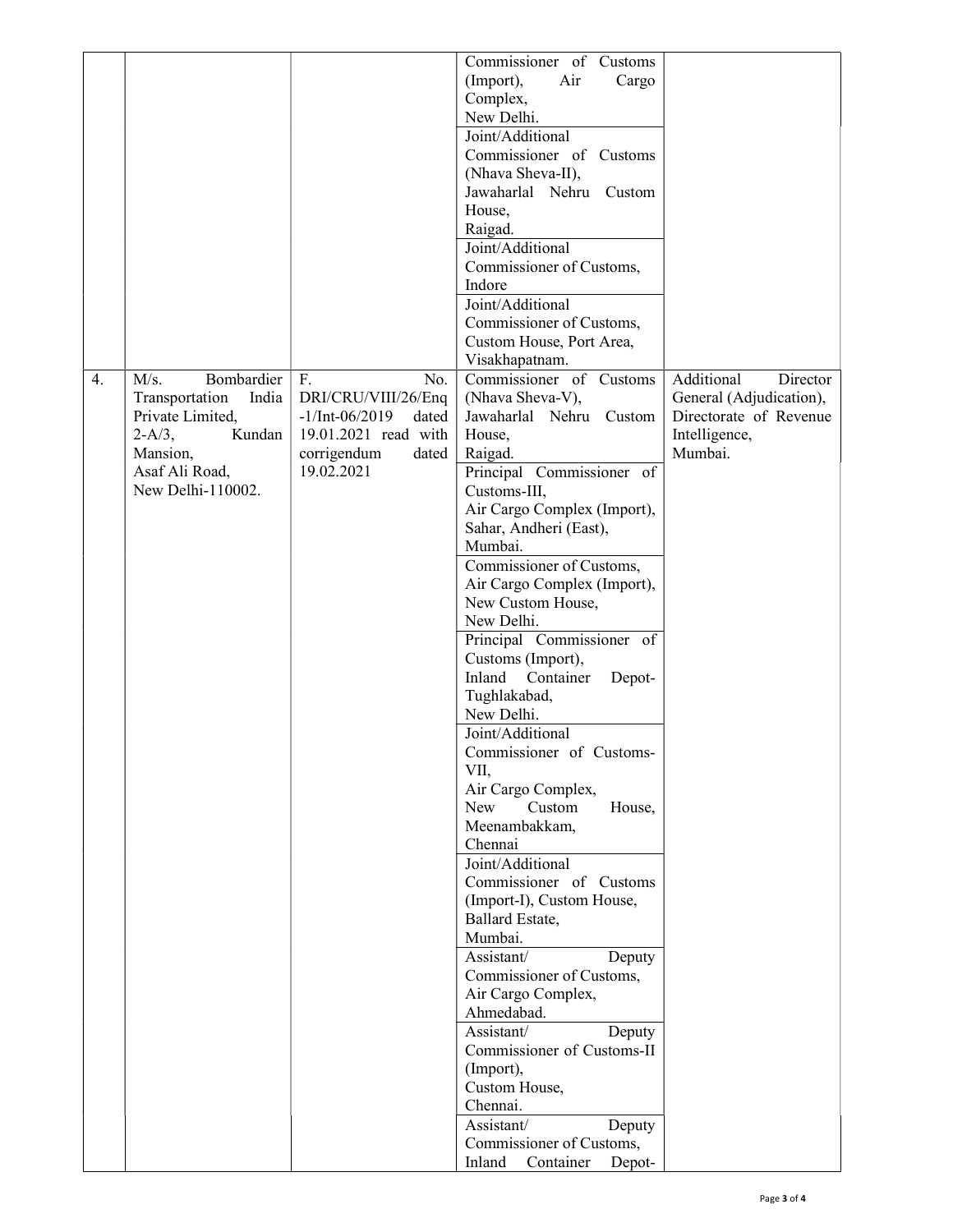| | | | | |
|---|---|---|---|---|
| | | | Commissioner of Customs (Import), Air Cargo Complex, New Delhi. | |
| | | | Joint/Additional Commissioner of Customs (Nhava Sheva-II), Jawaharlal Nehru Custom House, Raigad. | |
| | | | Joint/Additional Commissioner of Customs, Indore | |
| | | | Joint/Additional Commissioner of Customs, Custom House, Port Area, Visakhapatnam. | |
| 4. | M/s. Bombardier Transportation India Private Limited, 2-A/3, Kundan Mansion, Asaf Ali Road, New Delhi-110002. | F. No. DRI/CRU/VIII/26/Enq-1/Int-06/2019 dated 19.01.2021 read with corrigendum dated 19.02.2021 | Commissioner of Customs (Nhava Sheva-V), Jawaharlal Nehru Custom House, Raigad. | Additional Director General (Adjudication), Directorate of Revenue Intelligence, Mumbai. |
| | | | Principal Commissioner of Customs-III, Air Cargo Complex (Import), Sahar, Andheri (East), Mumbai. | |
| | | | Commissioner of Customs, Air Cargo Complex (Import), New Custom House, New Delhi. | |
| | | | Principal Commissioner of Customs (Import), Inland Container Depot-Tughlakabad, New Delhi. | |
| | | | Joint/Additional Commissioner of Customs-VII, Air Cargo Complex, New Custom House, Meenambakkam, Chennai | |
| | | | Joint/Additional Commissioner of Customs (Import-I), Custom House, Ballard Estate, Mumbai. | |
| | | | Assistant/ Deputy Commissioner of Customs, Air Cargo Complex, Ahmedabad. | |
| | | | Assistant/ Deputy Commissioner of Customs-II (Import), Custom House, Chennai. | |
| | | | Assistant/ Deputy Commissioner of Customs, Inland Container Depot- | |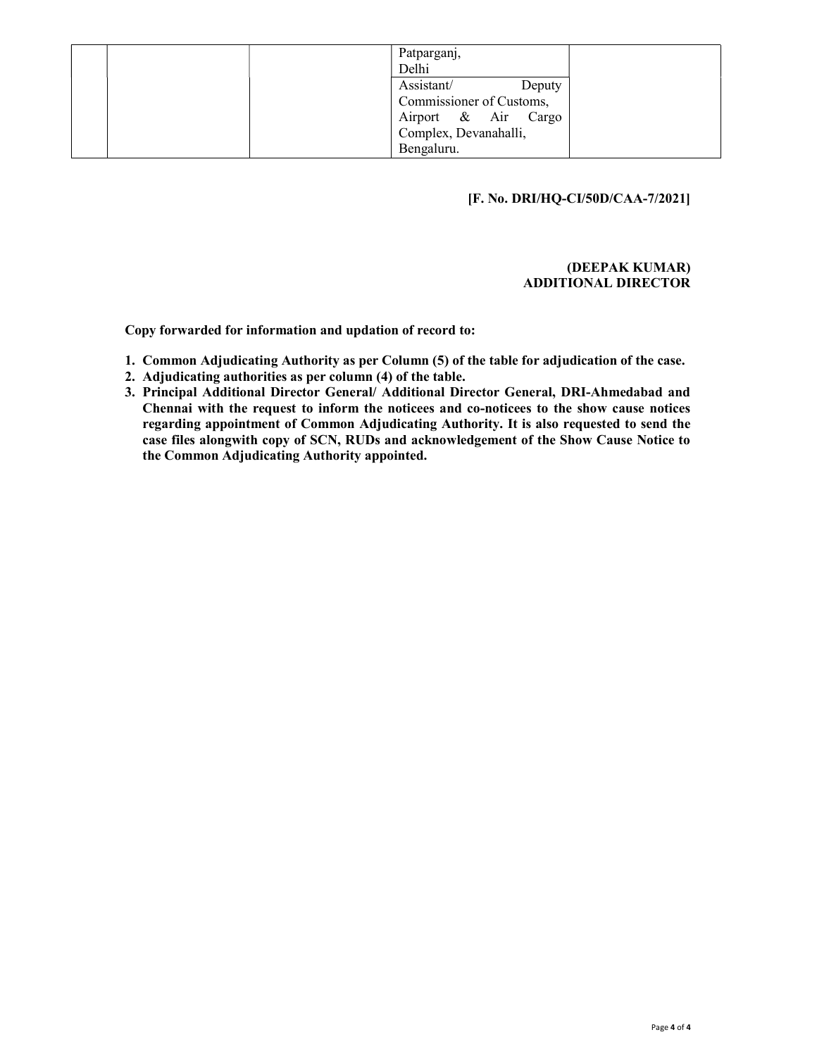| | | | | |
|---|---|---|---|---|
| | | | Patparganj, Delhi | |
| | | | Assistant/ Deputy Commissioner of Customs, Airport & Air Cargo Complex, Devanahalli, Bengaluru. | |

**[F. No. DRI/HQ-CI/50D/CAA-7/2021]**

**(DEEPAK KUMAR)**
**ADDITIONAL DIRECTOR**

**Copy forwarded for information and updation of record to:**

1. **Common Adjudicating Authority as per Column (5) of the table for adjudication of the case.**
2. **Adjudicating authorities as per column (4) of the table.**
3. **Principal Additional Director General/ Additional Director General, DRI-Ahmedabad and Chennai with the request to inform the noticees and co-noticees to the show cause notices regarding appointment of Common Adjudicating Authority. It is also requested to send the case files alongwith copy of SCN, RUDs and acknowledgement of the Show Cause Notice to the Common Adjudicating Authority appointed.**